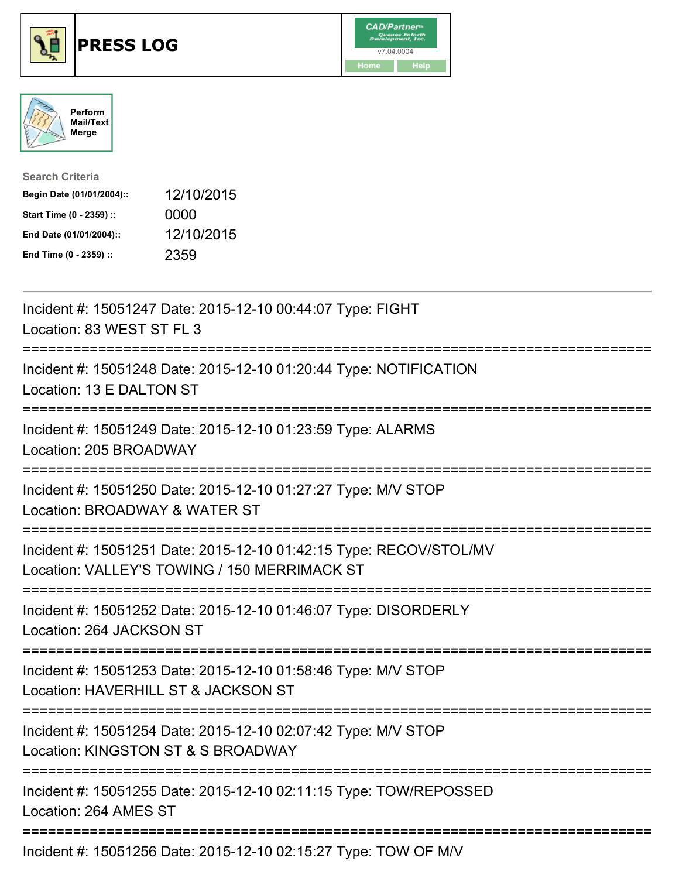# PRESS LOG

CAD/Partner
v7.04.0004
Home Help

Perform Mail/Text Merge

**Search Criteria**

| | |
|---|---|
| **Begin Date (01/01/2004)::** | 12/10/2015 |
| **Start Time (0 - 2359) ::** | 0000 |
| **End Date (01/01/2004)::** | 12/10/2015 |
| **End Time (0 - 2359) ::** | 2359 |

---

Incident #: 15051247 Date: 2015-12-10 00:44:07 Type: FIGHT
Location: 83 WEST ST FL 3

===========================================================================

Incident #: 15051248 Date: 2015-12-10 01:20:44 Type: NOTIFICATION
Location: 13 E DALTON ST

===========================================================================

Incident #: 15051249 Date: 2015-12-10 01:23:59 Type: ALARMS
Location: 205 BROADWAY

===========================================================================

Incident #: 15051250 Date: 2015-12-10 01:27:27 Type: M/V STOP
Location: BROADWAY & WATER ST

===========================================================================

Incident #: 15051251 Date: 2015-12-10 01:42:15 Type: RECOV/STOL/MV
Location: VALLEY'S TOWING / 150 MERRIMACK ST

===========================================================================

Incident #: 15051252 Date: 2015-12-10 01:46:07 Type: DISORDERLY
Location: 264 JACKSON ST

===========================================================================

Incident #: 15051253 Date: 2015-12-10 01:58:46 Type: M/V STOP
Location: HAVERHILL ST & JACKSON ST

===========================================================================

Incident #: 15051254 Date: 2015-12-10 02:07:42 Type: M/V STOP
Location: KINGSTON ST & S BROADWAY

===========================================================================

Incident #: 15051255 Date: 2015-12-10 02:11:15 Type: TOW/REPOSSED
Location: 264 AMES ST

===========================================================================

Incident #: 15051256 Date: 2015-12-10 02:15:27 Type: TOW OF M/V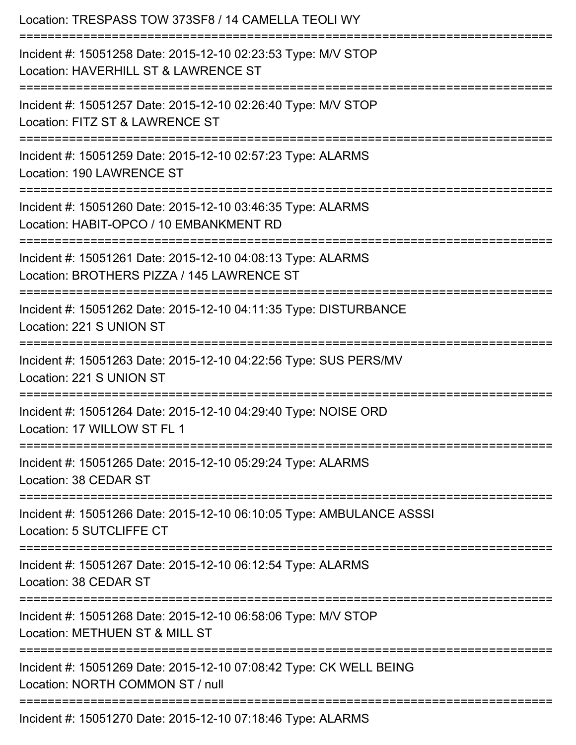Location: TRESPASS TOW 373SF8 / 14 CAMELLA TEOLI WY

===========================================================================

Incident #: 15051258 Date: 2015-12-10 02:23:53 Type: M/V STOP
Location: HAVERHILL ST & LAWRENCE ST

===========================================================================

Incident #: 15051257 Date: 2015-12-10 02:26:40 Type: M/V STOP
Location: FITZ ST & LAWRENCE ST

===========================================================================

Incident #: 15051259 Date: 2015-12-10 02:57:23 Type: ALARMS
Location: 190 LAWRENCE ST

===========================================================================

Incident #: 15051260 Date: 2015-12-10 03:46:35 Type: ALARMS
Location: HABIT-OPCO / 10 EMBANKMENT RD

===========================================================================

Incident #: 15051261 Date: 2015-12-10 04:08:13 Type: ALARMS
Location: BROTHERS PIZZA / 145 LAWRENCE ST

===========================================================================

Incident #: 15051262 Date: 2015-12-10 04:11:35 Type: DISTURBANCE
Location: 221 S UNION ST

===========================================================================

Incident #: 15051263 Date: 2015-12-10 04:22:56 Type: SUS PERS/MV
Location: 221 S UNION ST

===========================================================================

Incident #: 15051264 Date: 2015-12-10 04:29:40 Type: NOISE ORD
Location: 17 WILLOW ST FL 1

===========================================================================

Incident #: 15051265 Date: 2015-12-10 05:29:24 Type: ALARMS
Location: 38 CEDAR ST

===========================================================================

Incident #: 15051266 Date: 2015-12-10 06:10:05 Type: AMBULANCE ASSSI
Location: 5 SUTCLIFFE CT

===========================================================================

Incident #: 15051267 Date: 2015-12-10 06:12:54 Type: ALARMS
Location: 38 CEDAR ST

===========================================================================

Incident #: 15051268 Date: 2015-12-10 06:58:06 Type: M/V STOP
Location: METHUEN ST & MILL ST

===========================================================================

Incident #: 15051269 Date: 2015-12-10 07:08:42 Type: CK WELL BEING
Location: NORTH COMMON ST / null

===========================================================================

Incident #: 15051270 Date: 2015-12-10 07:18:46 Type: ALARMS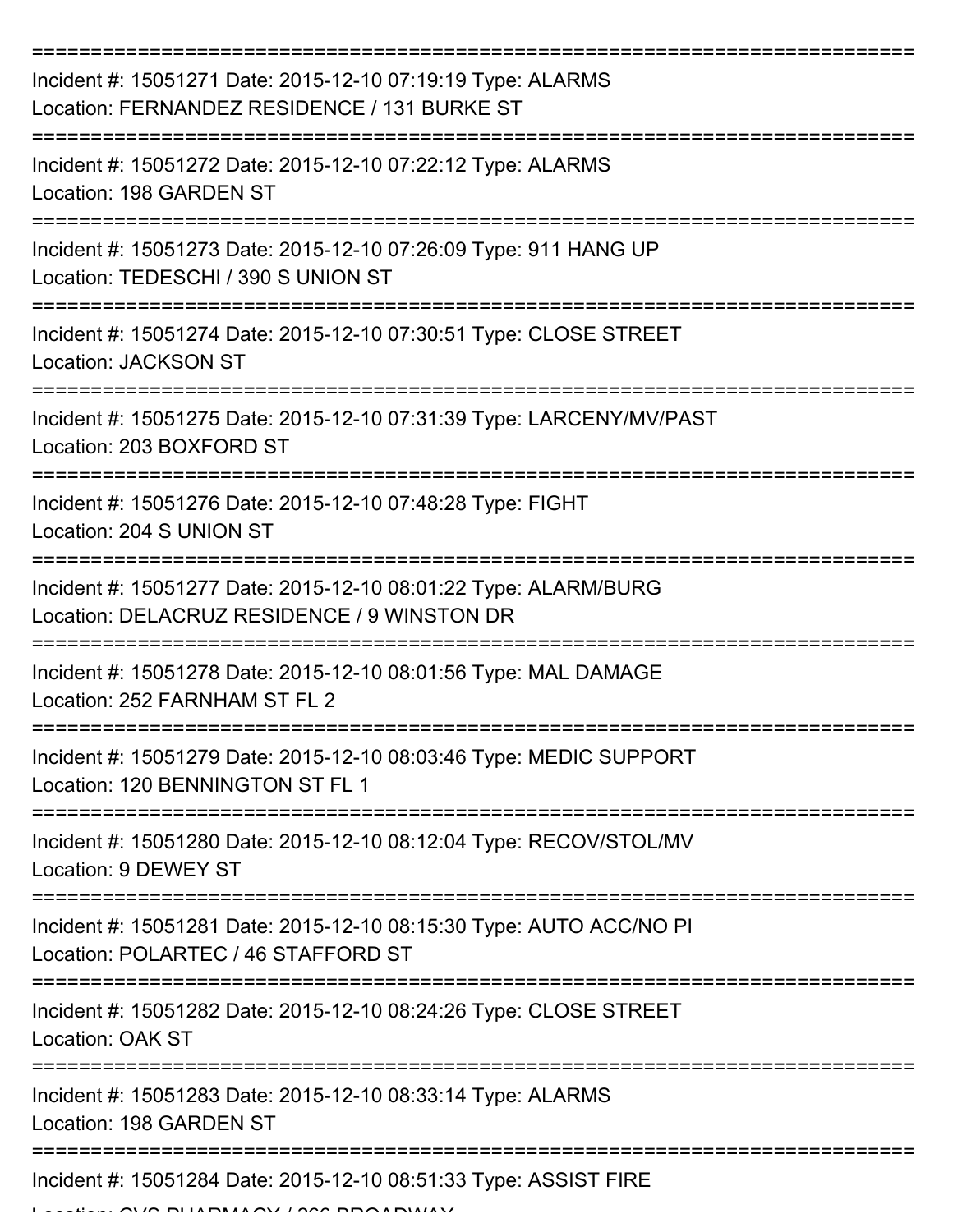Incident #: 15051271 Date: 2015-12-10 07:19:19 Type: ALARMS
Location: FERNANDEZ RESIDENCE / 131 BURKE ST

Incident #: 15051272 Date: 2015-12-10 07:22:12 Type: ALARMS
Location: 198 GARDEN ST

Incident #: 15051273 Date: 2015-12-10 07:26:09 Type: 911 HANG UP
Location: TEDESCHI / 390 S UNION ST

Incident #: 15051274 Date: 2015-12-10 07:30:51 Type: CLOSE STREET
Location: JACKSON ST

Incident #: 15051275 Date: 2015-12-10 07:31:39 Type: LARCENY/MV/PAST
Location: 203 BOXFORD ST

Incident #: 15051276 Date: 2015-12-10 07:48:28 Type: FIGHT
Location: 204 S UNION ST

Incident #: 15051277 Date: 2015-12-10 08:01:22 Type: ALARM/BURG
Location: DELACRUZ RESIDENCE / 9 WINSTON DR

Incident #: 15051278 Date: 2015-12-10 08:01:56 Type: MAL DAMAGE
Location: 252 FARNHAM ST FL 2

Incident #: 15051279 Date: 2015-12-10 08:03:46 Type: MEDIC SUPPORT
Location: 120 BENNINGTON ST FL 1

Incident #: 15051280 Date: 2015-12-10 08:12:04 Type: RECOV/STOL/MV
Location: 9 DEWEY ST

Incident #: 15051281 Date: 2015-12-10 08:15:30 Type: AUTO ACC/NO PI
Location: POLARTEC / 46 STAFFORD ST

Incident #: 15051282 Date: 2015-12-10 08:24:26 Type: CLOSE STREET
Location: OAK ST

Incident #: 15051283 Date: 2015-12-10 08:33:14 Type: ALARMS
Location: 198 GARDEN ST

Incident #: 15051284 Date: 2015-12-10 08:51:33 Type: ASSIST FIRE
Location: CVS PHARMACY / 266 BROADWAY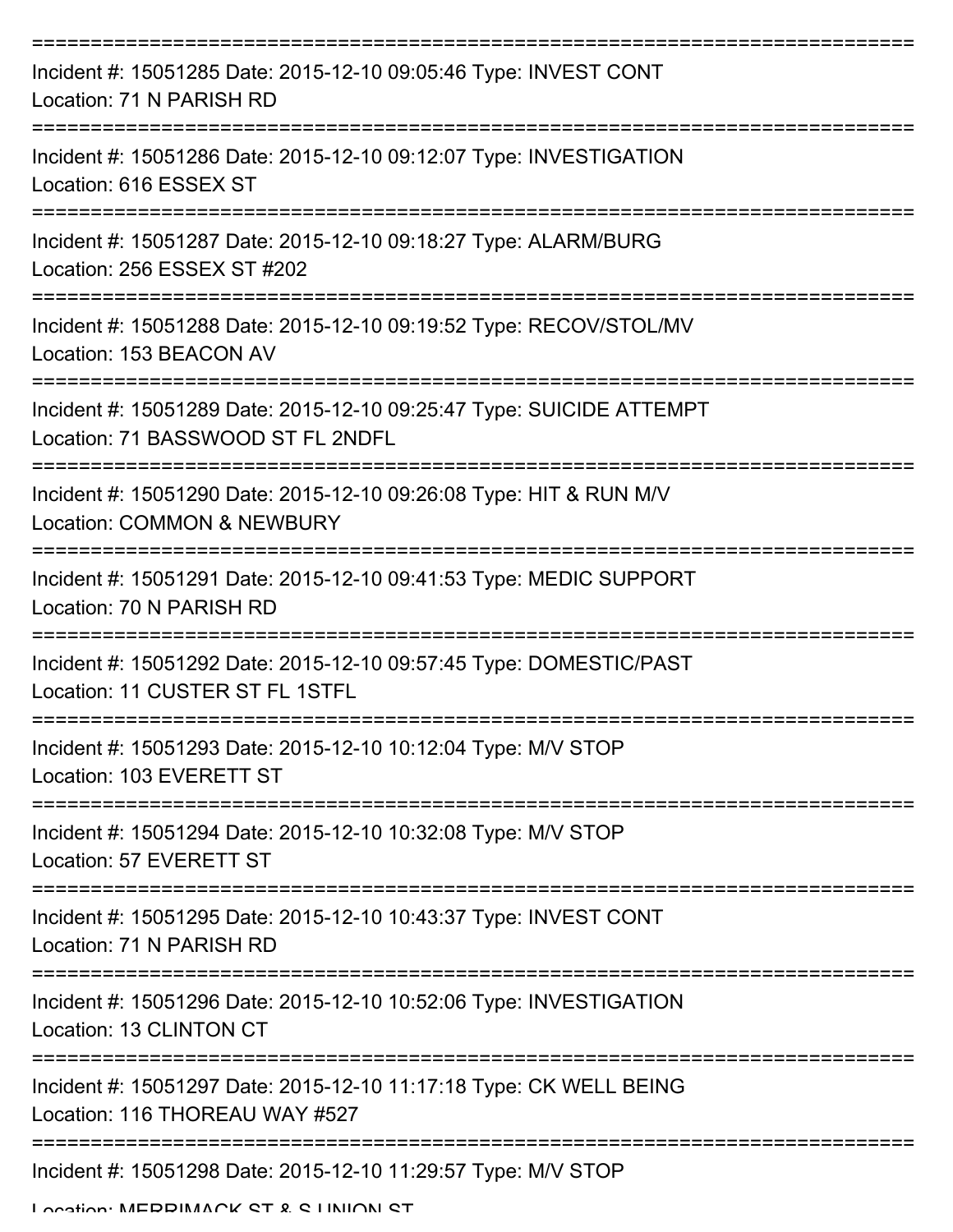===========================================================================

Incident #: 15051285 Date: 2015-12-10 09:05:46 Type: INVEST CONT
Location: 71 N PARISH RD

===========================================================================

Incident #: 15051286 Date: 2015-12-10 09:12:07 Type: INVESTIGATION
Location: 616 ESSEX ST

===========================================================================

Incident #: 15051287 Date: 2015-12-10 09:18:27 Type: ALARM/BURG
Location: 256 ESSEX ST #202

===========================================================================

Incident #: 15051288 Date: 2015-12-10 09:19:52 Type: RECOV/STOL/MV
Location: 153 BEACON AV

===========================================================================

Incident #: 15051289 Date: 2015-12-10 09:25:47 Type: SUICIDE ATTEMPT
Location: 71 BASSWOOD ST FL 2NDFL

===========================================================================

Incident #: 15051290 Date: 2015-12-10 09:26:08 Type: HIT & RUN M/V
Location: COMMON & NEWBURY

===========================================================================

Incident #: 15051291 Date: 2015-12-10 09:41:53 Type: MEDIC SUPPORT
Location: 70 N PARISH RD

===========================================================================

Incident #: 15051292 Date: 2015-12-10 09:57:45 Type: DOMESTIC/PAST
Location: 11 CUSTER ST FL 1STFL

===========================================================================

Incident #: 15051293 Date: 2015-12-10 10:12:04 Type: M/V STOP
Location: 103 EVERETT ST

===========================================================================

Incident #: 15051294 Date: 2015-12-10 10:32:08 Type: M/V STOP
Location: 57 EVERETT ST

===========================================================================

Incident #: 15051295 Date: 2015-12-10 10:43:37 Type: INVEST CONT
Location: 71 N PARISH RD

===========================================================================

Incident #: 15051296 Date: 2015-12-10 10:52:06 Type: INVESTIGATION
Location: 13 CLINTON CT

===========================================================================

Incident #: 15051297 Date: 2015-12-10 11:17:18 Type: CK WELL BEING
Location: 116 THOREAU WAY #527

===========================================================================

Incident #: 15051298 Date: 2015-12-10 11:29:57 Type: M/V STOP
Location: MERRIMACK ST & S UNION ST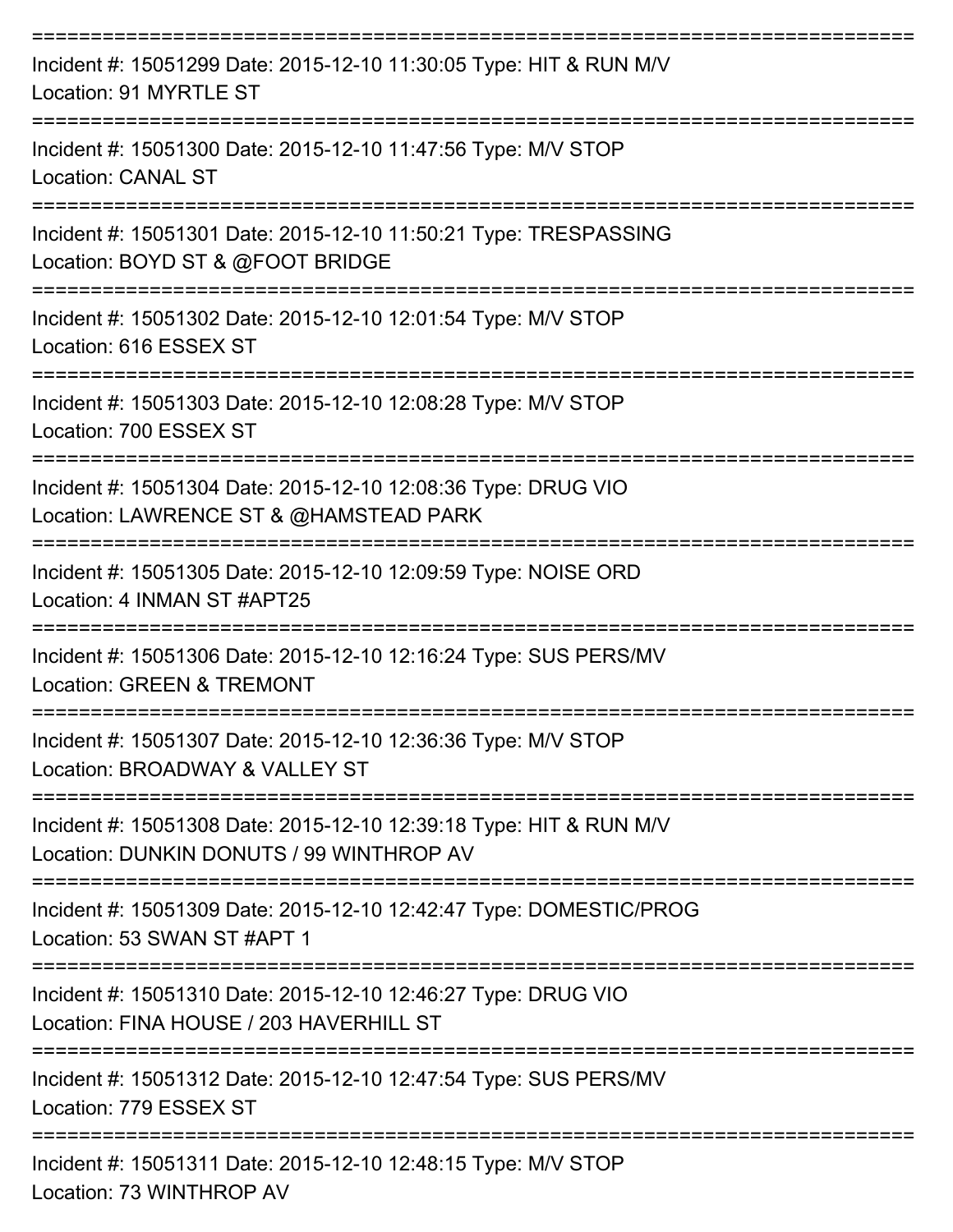===========================================================================

Incident #: 15051299 Date: 2015-12-10 11:30:05 Type: HIT & RUN M/V
Location: 91 MYRTLE ST

===========================================================================

Incident #: 15051300 Date: 2015-12-10 11:47:56 Type: M/V STOP
Location: CANAL ST

===========================================================================

Incident #: 15051301 Date: 2015-12-10 11:50:21 Type: TRESPASSING
Location: BOYD ST & @FOOT BRIDGE

===========================================================================

Incident #: 15051302 Date: 2015-12-10 12:01:54 Type: M/V STOP
Location: 616 ESSEX ST

===========================================================================

Incident #: 15051303 Date: 2015-12-10 12:08:28 Type: M/V STOP
Location: 700 ESSEX ST

===========================================================================

Incident #: 15051304 Date: 2015-12-10 12:08:36 Type: DRUG VIO
Location: LAWRENCE ST & @HAMSTEAD PARK

===========================================================================

Incident #: 15051305 Date: 2015-12-10 12:09:59 Type: NOISE ORD
Location: 4 INMAN ST #APT25

===========================================================================

Incident #: 15051306 Date: 2015-12-10 12:16:24 Type: SUS PERS/MV
Location: GREEN & TREMONT

===========================================================================

Incident #: 15051307 Date: 2015-12-10 12:36:36 Type: M/V STOP
Location: BROADWAY & VALLEY ST

===========================================================================

Incident #: 15051308 Date: 2015-12-10 12:39:18 Type: HIT & RUN M/V
Location: DUNKIN DONUTS / 99 WINTHROP AV

===========================================================================

Incident #: 15051309 Date: 2015-12-10 12:42:47 Type: DOMESTIC/PROG
Location: 53 SWAN ST #APT 1

===========================================================================

Incident #: 15051310 Date: 2015-12-10 12:46:27 Type: DRUG VIO
Location: FINA HOUSE / 203 HAVERHILL ST

===========================================================================

Incident #: 15051312 Date: 2015-12-10 12:47:54 Type: SUS PERS/MV
Location: 779 ESSEX ST

===========================================================================

Incident #: 15051311 Date: 2015-12-10 12:48:15 Type: M/V STOP
Location: 73 WINTHROP AV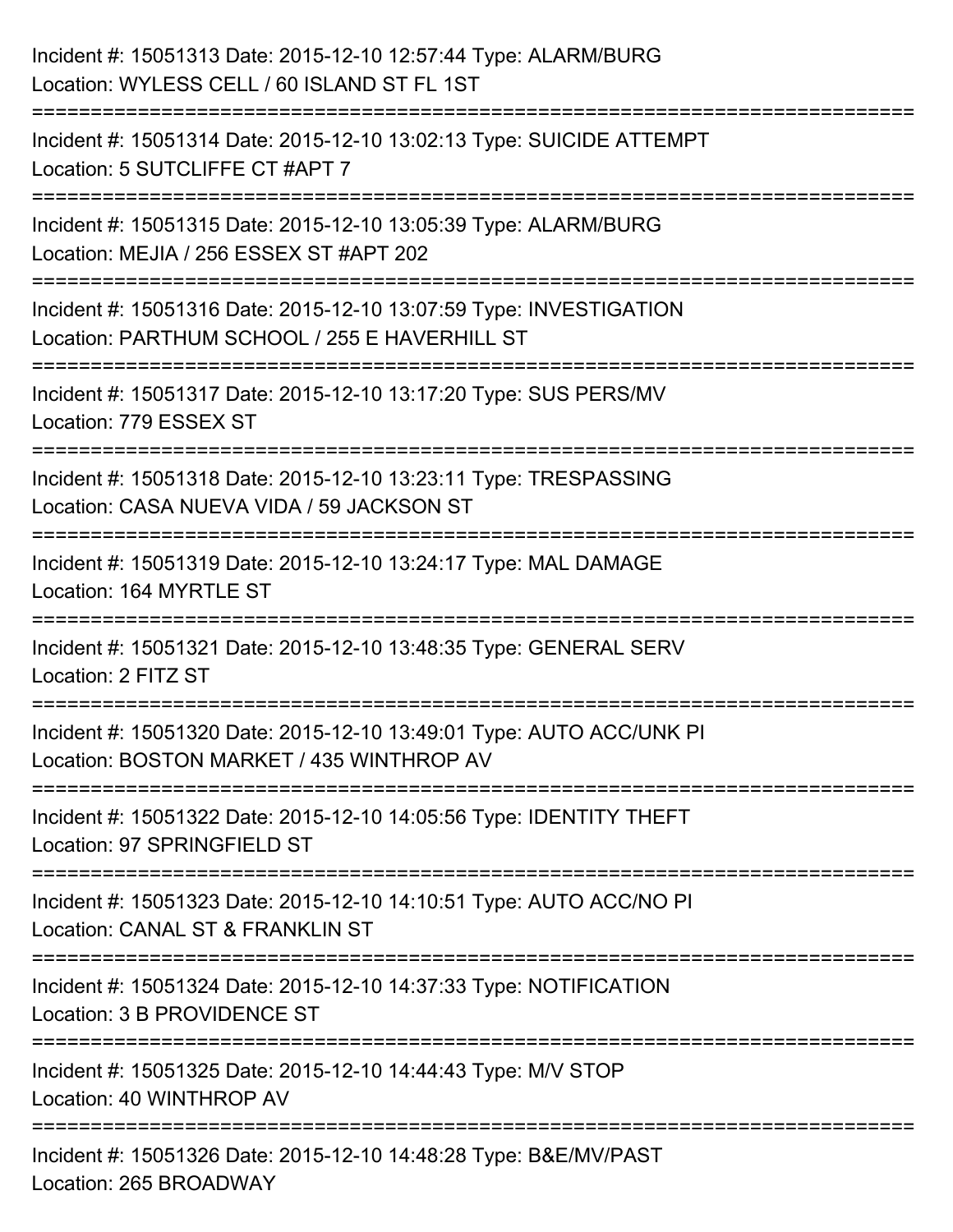Incident #: 15051313 Date: 2015-12-10 12:57:44 Type: ALARM/BURG
Location: WYLESS CELL / 60 ISLAND ST FL 1ST

===========================================================================

Incident #: 15051314 Date: 2015-12-10 13:02:13 Type: SUICIDE ATTEMPT
Location: 5 SUTCLIFFE CT #APT 7

===========================================================================

Incident #: 15051315 Date: 2015-12-10 13:05:39 Type: ALARM/BURG
Location: MEJIA / 256 ESSEX ST #APT 202

===========================================================================

Incident #: 15051316 Date: 2015-12-10 13:07:59 Type: INVESTIGATION
Location: PARTHUM SCHOOL / 255 E HAVERHILL ST

===========================================================================

Incident #: 15051317 Date: 2015-12-10 13:17:20 Type: SUS PERS/MV
Location: 779 ESSEX ST

===========================================================================

Incident #: 15051318 Date: 2015-12-10 13:23:11 Type: TRESPASSING
Location: CASA NUEVA VIDA / 59 JACKSON ST

===========================================================================

Incident #: 15051319 Date: 2015-12-10 13:24:17 Type: MAL DAMAGE
Location: 164 MYRTLE ST

===========================================================================

Incident #: 15051321 Date: 2015-12-10 13:48:35 Type: GENERAL SERV
Location: 2 FITZ ST

===========================================================================

Incident #: 15051320 Date: 2015-12-10 13:49:01 Type: AUTO ACC/UNK PI
Location: BOSTON MARKET / 435 WINTHROP AV

===========================================================================

Incident #: 15051322 Date: 2015-12-10 14:05:56 Type: IDENTITY THEFT
Location: 97 SPRINGFIELD ST

===========================================================================

Incident #: 15051323 Date: 2015-12-10 14:10:51 Type: AUTO ACC/NO PI
Location: CANAL ST & FRANKLIN ST

===========================================================================

Incident #: 15051324 Date: 2015-12-10 14:37:33 Type: NOTIFICATION
Location: 3 B PROVIDENCE ST

===========================================================================

Incident #: 15051325 Date: 2015-12-10 14:44:43 Type: M/V STOP
Location: 40 WINTHROP AV

===========================================================================

Incident #: 15051326 Date: 2015-12-10 14:48:28 Type: B&E/MV/PAST
Location: 265 BROADWAY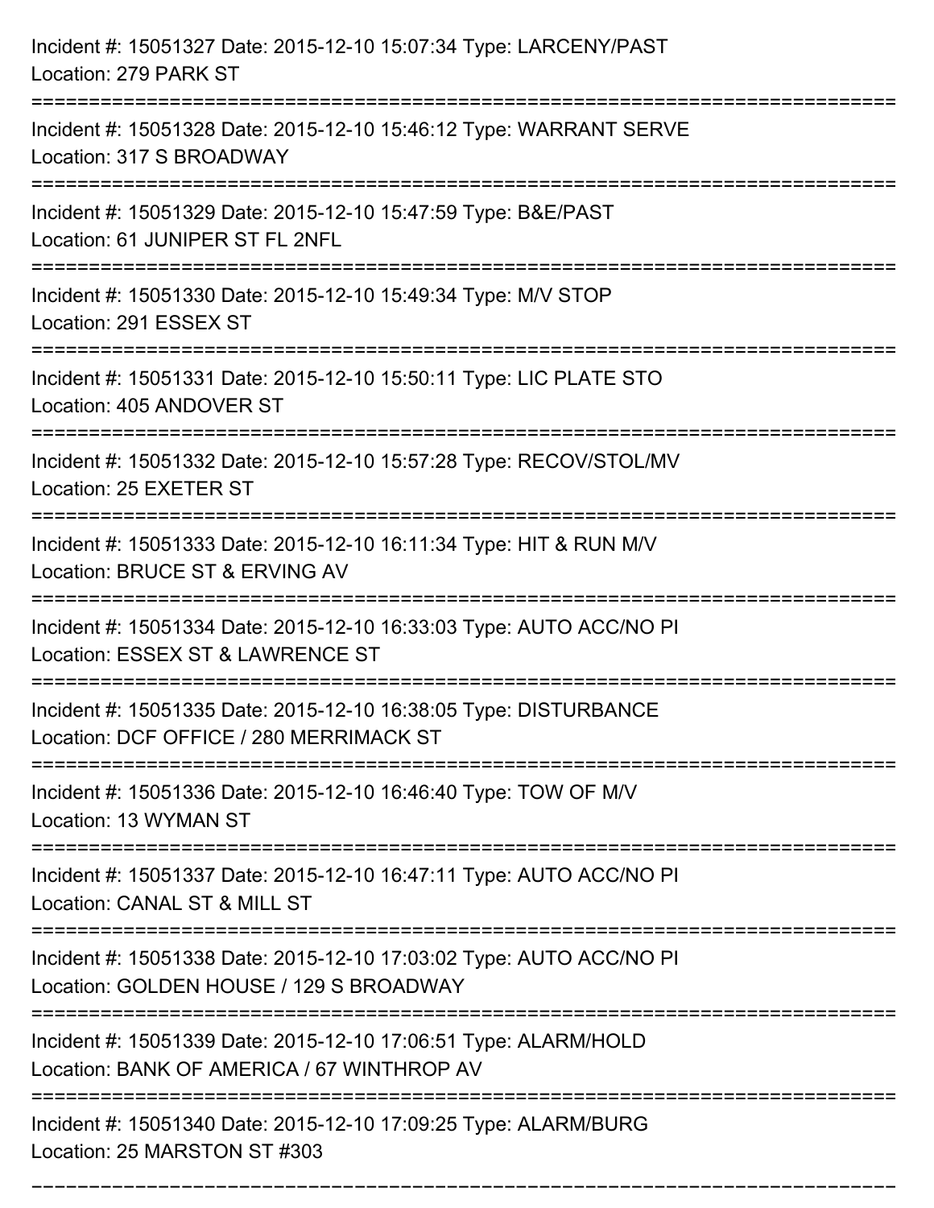Incident #: 15051327 Date: 2015-12-10 15:07:34 Type: LARCENY/PAST
Location: 279 PARK ST

===========================================================================

Incident #: 15051328 Date: 2015-12-10 15:46:12 Type: WARRANT SERVE
Location: 317 S BROADWAY

===========================================================================

Incident #: 15051329 Date: 2015-12-10 15:47:59 Type: B&E/PAST
Location: 61 JUNIPER ST FL 2NFL

===========================================================================

Incident #: 15051330 Date: 2015-12-10 15:49:34 Type: M/V STOP
Location: 291 ESSEX ST

===========================================================================

Incident #: 15051331 Date: 2015-12-10 15:50:11 Type: LIC PLATE STO
Location: 405 ANDOVER ST

===========================================================================

Incident #: 15051332 Date: 2015-12-10 15:57:28 Type: RECOV/STOL/MV
Location: 25 EXETER ST

===========================================================================

Incident #: 15051333 Date: 2015-12-10 16:11:34 Type: HIT & RUN M/V
Location: BRUCE ST & ERVING AV

===========================================================================

Incident #: 15051334 Date: 2015-12-10 16:33:03 Type: AUTO ACC/NO PI
Location: ESSEX ST & LAWRENCE ST

===========================================================================

Incident #: 15051335 Date: 2015-12-10 16:38:05 Type: DISTURBANCE
Location: DCF OFFICE / 280 MERRIMACK ST

===========================================================================

Incident #: 15051336 Date: 2015-12-10 16:46:40 Type: TOW OF M/V
Location: 13 WYMAN ST

===========================================================================

Incident #: 15051337 Date: 2015-12-10 16:47:11 Type: AUTO ACC/NO PI
Location: CANAL ST & MILL ST

===========================================================================

Incident #: 15051338 Date: 2015-12-10 17:03:02 Type: AUTO ACC/NO PI
Location: GOLDEN HOUSE / 129 S BROADWAY

===========================================================================

Incident #: 15051339 Date: 2015-12-10 17:06:51 Type: ALARM/HOLD
Location: BANK OF AMERICA / 67 WINTHROP AV

===========================================================================

Incident #: 15051340 Date: 2015-12-10 17:09:25 Type: ALARM/BURG
Location: 25 MARSTON ST #303

===========================================================================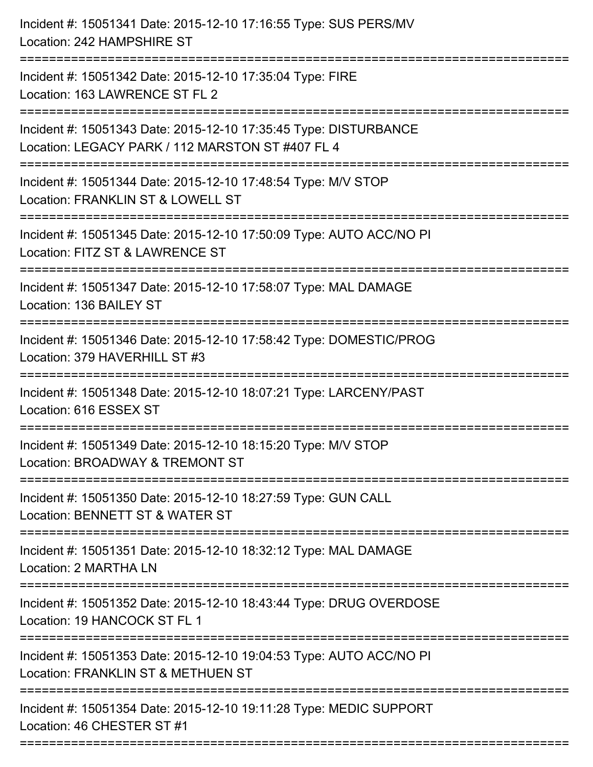Incident #: 15051341 Date: 2015-12-10 17:16:55 Type: SUS PERS/MV
Location: 242 HAMPSHIRE ST

===========================================================================

Incident #: 15051342 Date: 2015-12-10 17:35:04 Type: FIRE
Location: 163 LAWRENCE ST FL 2

===========================================================================

Incident #: 15051343 Date: 2015-12-10 17:35:45 Type: DISTURBANCE
Location: LEGACY PARK / 112 MARSTON ST #407 FL 4

===========================================================================

Incident #: 15051344 Date: 2015-12-10 17:48:54 Type: M/V STOP
Location: FRANKLIN ST & LOWELL ST

===========================================================================

Incident #: 15051345 Date: 2015-12-10 17:50:09 Type: AUTO ACC/NO PI
Location: FITZ ST & LAWRENCE ST

===========================================================================

Incident #: 15051347 Date: 2015-12-10 17:58:07 Type: MAL DAMAGE
Location: 136 BAILEY ST

===========================================================================

Incident #: 15051346 Date: 2015-12-10 17:58:42 Type: DOMESTIC/PROG
Location: 379 HAVERHILL ST #3

===========================================================================

Incident #: 15051348 Date: 2015-12-10 18:07:21 Type: LARCENY/PAST
Location: 616 ESSEX ST

===========================================================================

Incident #: 15051349 Date: 2015-12-10 18:15:20 Type: M/V STOP
Location: BROADWAY & TREMONT ST

===========================================================================

Incident #: 15051350 Date: 2015-12-10 18:27:59 Type: GUN CALL
Location: BENNETT ST & WATER ST

===========================================================================

Incident #: 15051351 Date: 2015-12-10 18:32:12 Type: MAL DAMAGE
Location: 2 MARTHA LN

===========================================================================

Incident #: 15051352 Date: 2015-12-10 18:43:44 Type: DRUG OVERDOSE
Location: 19 HANCOCK ST FL 1

===========================================================================

Incident #: 15051353 Date: 2015-12-10 19:04:53 Type: AUTO ACC/NO PI
Location: FRANKLIN ST & METHUEN ST

===========================================================================

Incident #: 15051354 Date: 2015-12-10 19:11:28 Type: MEDIC SUPPORT
Location: 46 CHESTER ST #1

===========================================================================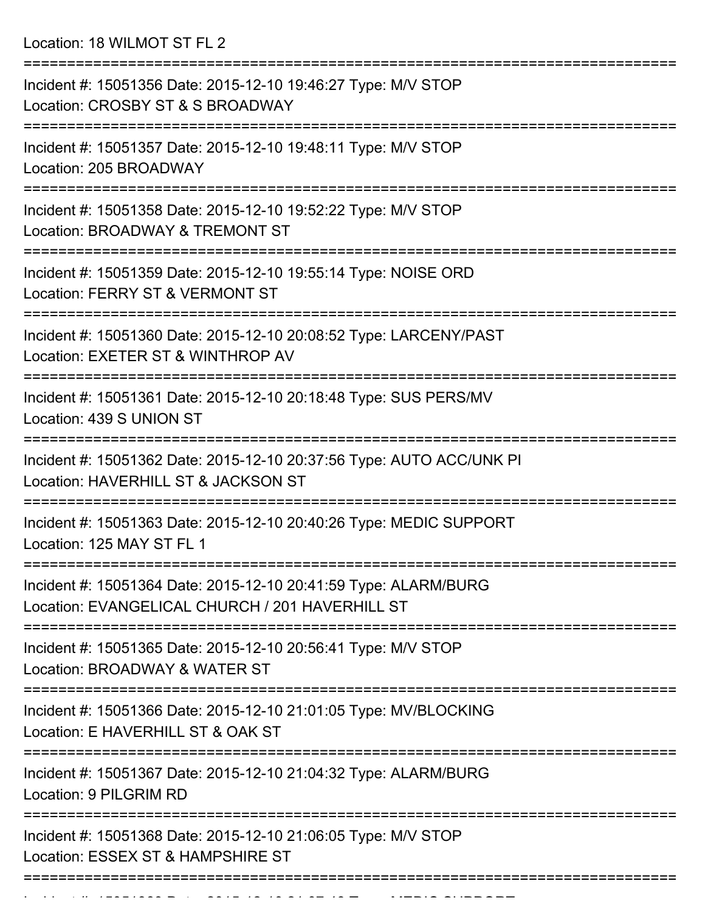Location: 18 WILMOT ST FL 2

===========================================================================

Incident #: 15051356 Date: 2015-12-10 19:46:27 Type: M/V STOP
Location: CROSBY ST & S BROADWAY

===========================================================================

Incident #: 15051357 Date: 2015-12-10 19:48:11 Type: M/V STOP
Location: 205 BROADWAY

===========================================================================

Incident #: 15051358 Date: 2015-12-10 19:52:22 Type: M/V STOP
Location: BROADWAY & TREMONT ST

===========================================================================

Incident #: 15051359 Date: 2015-12-10 19:55:14 Type: NOISE ORD
Location: FERRY ST & VERMONT ST

===========================================================================

Incident #: 15051360 Date: 2015-12-10 20:08:52 Type: LARCENY/PAST
Location: EXETER ST & WINTHROP AV

===========================================================================

Incident #: 15051361 Date: 2015-12-10 20:18:48 Type: SUS PERS/MV
Location: 439 S UNION ST

===========================================================================

Incident #: 15051362 Date: 2015-12-10 20:37:56 Type: AUTO ACC/UNK PI
Location: HAVERHILL ST & JACKSON ST

===========================================================================

Incident #: 15051363 Date: 2015-12-10 20:40:26 Type: MEDIC SUPPORT
Location: 125 MAY ST FL 1

===========================================================================

Incident #: 15051364 Date: 2015-12-10 20:41:59 Type: ALARM/BURG
Location: EVANGELICAL CHURCH / 201 HAVERHILL ST

===========================================================================

Incident #: 15051365 Date: 2015-12-10 20:56:41 Type: M/V STOP
Location: BROADWAY & WATER ST

===========================================================================

Incident #: 15051366 Date: 2015-12-10 21:01:05 Type: MV/BLOCKING
Location: E HAVERHILL ST & OAK ST

===========================================================================

Incident #: 15051367 Date: 2015-12-10 21:04:32 Type: ALARM/BURG
Location: 9 PILGRIM RD

===========================================================================

Incident #: 15051368 Date: 2015-12-10 21:06:05 Type: M/V STOP
Location: ESSEX ST & HAMPSHIRE ST

===========================================================================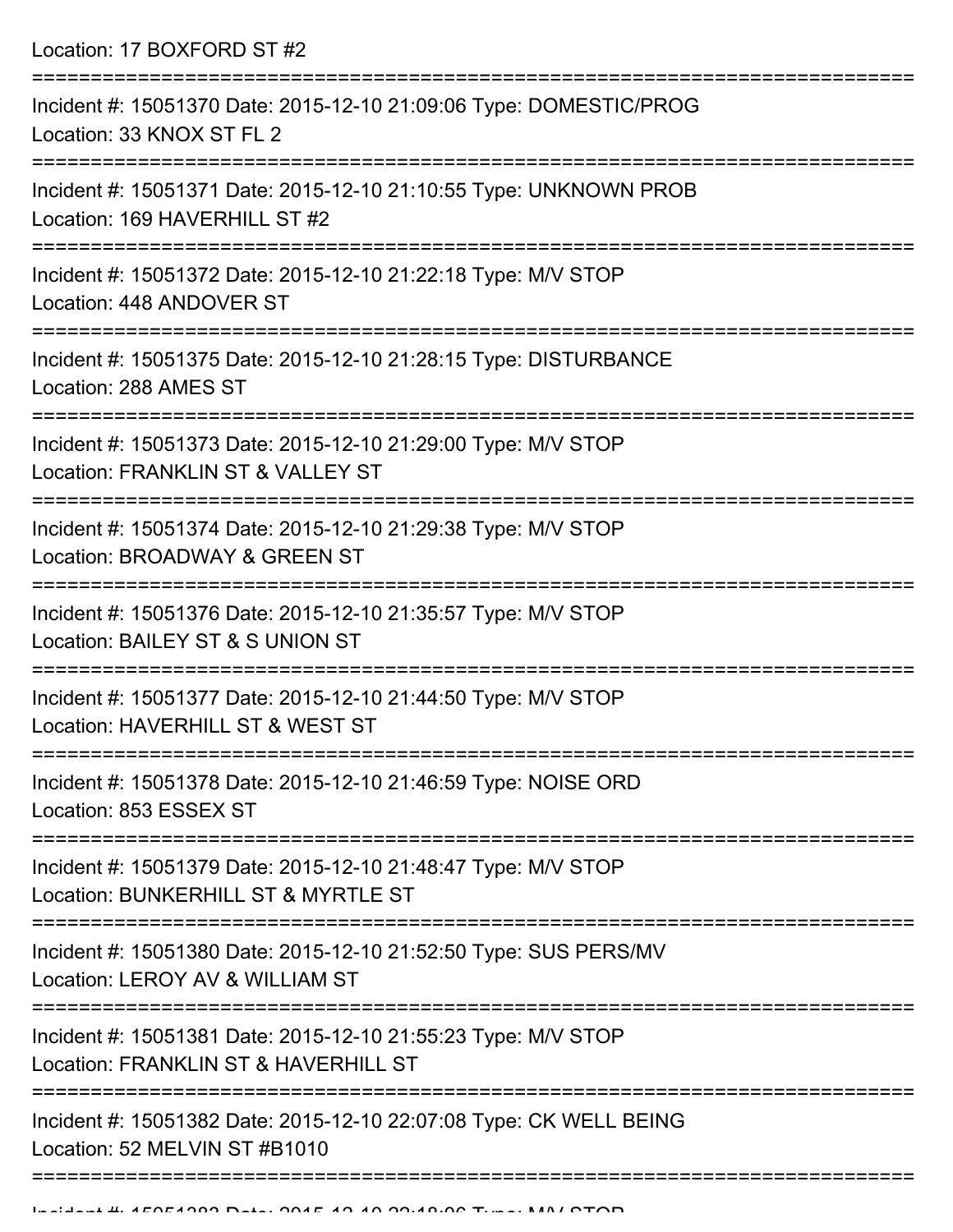Location: 17 BOXFORD ST #2

===========================================================================

Incident #: 15051370 Date: 2015-12-10 21:09:06 Type: DOMESTIC/PROG
Location: 33 KNOX ST FL 2

===========================================================================

Incident #: 15051371 Date: 2015-12-10 21:10:55 Type: UNKNOWN PROB
Location: 169 HAVERHILL ST #2

===========================================================================

Incident #: 15051372 Date: 2015-12-10 21:22:18 Type: M/V STOP
Location: 448 ANDOVER ST

===========================================================================

Incident #: 15051375 Date: 2015-12-10 21:28:15 Type: DISTURBANCE
Location: 288 AMES ST

===========================================================================

Incident #: 15051373 Date: 2015-12-10 21:29:00 Type: M/V STOP
Location: FRANKLIN ST & VALLEY ST

===========================================================================

Incident #: 15051374 Date: 2015-12-10 21:29:38 Type: M/V STOP
Location: BROADWAY & GREEN ST

===========================================================================

Incident #: 15051376 Date: 2015-12-10 21:35:57 Type: M/V STOP
Location: BAILEY ST & S UNION ST

===========================================================================

Incident #: 15051377 Date: 2015-12-10 21:44:50 Type: M/V STOP
Location: HAVERHILL ST & WEST ST

===========================================================================

Incident #: 15051378 Date: 2015-12-10 21:46:59 Type: NOISE ORD
Location: 853 ESSEX ST

===========================================================================

Incident #: 15051379 Date: 2015-12-10 21:48:47 Type: M/V STOP
Location: BUNKERHILL ST & MYRTLE ST

===========================================================================

Incident #: 15051380 Date: 2015-12-10 21:52:50 Type: SUS PERS/MV
Location: LEROY AV & WILLIAM ST

===========================================================================

Incident #: 15051381 Date: 2015-12-10 21:55:23 Type: M/V STOP
Location: FRANKLIN ST & HAVERHILL ST

===========================================================================

Incident #: 15051382 Date: 2015-12-10 22:07:08 Type: CK WELL BEING
Location: 52 MELVIN ST #B1010

===========================================================================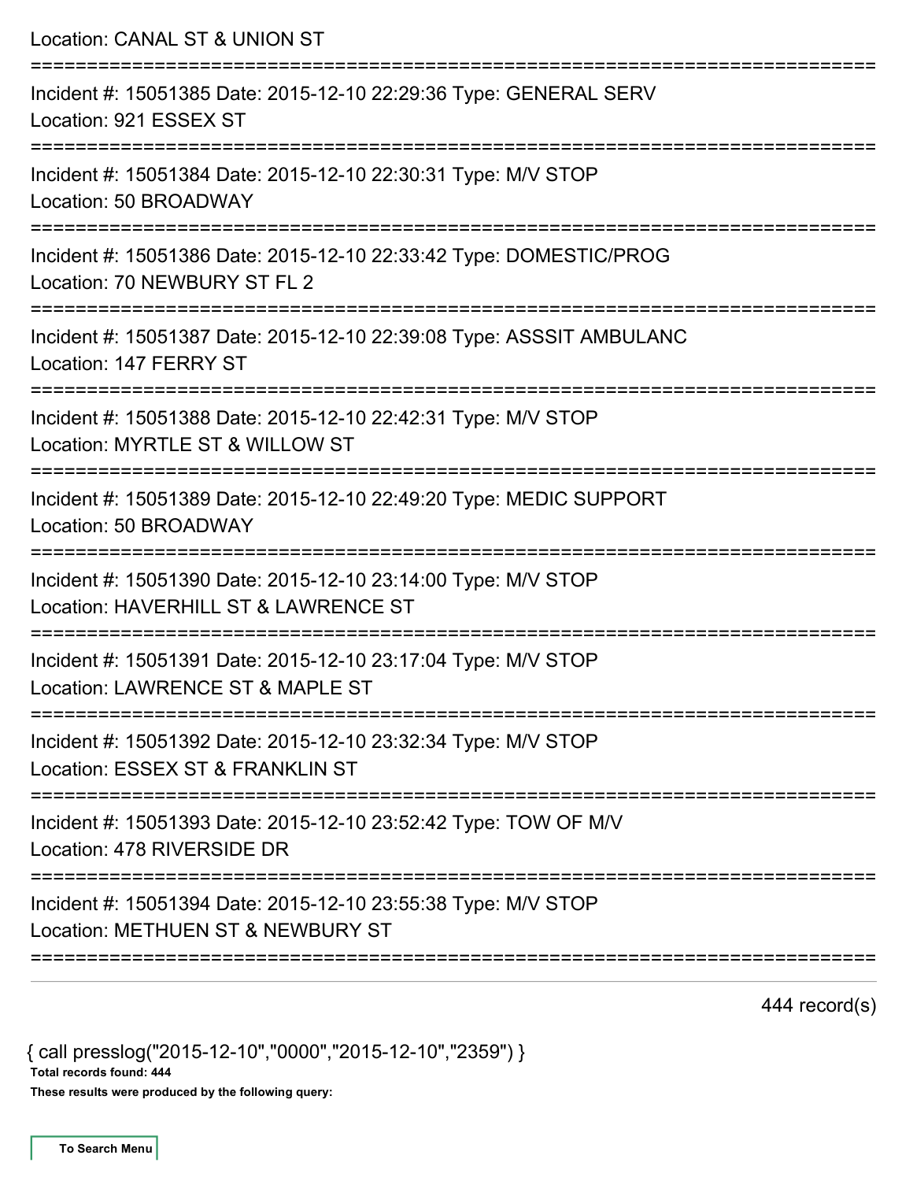Location: CANAL ST & UNION ST

===========================================================================

Incident #: 15051385 Date: 2015-12-10 22:29:36 Type: GENERAL SERV
Location: 921 ESSEX ST

===========================================================================

Incident #: 15051384 Date: 2015-12-10 22:30:31 Type: M/V STOP
Location: 50 BROADWAY

===========================================================================

Incident #: 15051386 Date: 2015-12-10 22:33:42 Type: DOMESTIC/PROG
Location: 70 NEWBURY ST FL 2

===========================================================================

Incident #: 15051387 Date: 2015-12-10 22:39:08 Type: ASSSIT AMBULANC
Location: 147 FERRY ST

===========================================================================

Incident #: 15051388 Date: 2015-12-10 22:42:31 Type: M/V STOP
Location: MYRTLE ST & WILLOW ST

===========================================================================

Incident #: 15051389 Date: 2015-12-10 22:49:20 Type: MEDIC SUPPORT
Location: 50 BROADWAY

===========================================================================

Incident #: 15051390 Date: 2015-12-10 23:14:00 Type: M/V STOP
Location: HAVERHILL ST & LAWRENCE ST

===========================================================================

Incident #: 15051391 Date: 2015-12-10 23:17:04 Type: M/V STOP
Location: LAWRENCE ST & MAPLE ST

===========================================================================

Incident #: 15051392 Date: 2015-12-10 23:32:34 Type: M/V STOP
Location: ESSEX ST & FRANKLIN ST

===========================================================================

Incident #: 15051393 Date: 2015-12-10 23:52:42 Type: TOW OF M/V
Location: 478 RIVERSIDE DR

===========================================================================

Incident #: 15051394 Date: 2015-12-10 23:55:38 Type: M/V STOP
Location: METHUEN ST & NEWBURY ST

===========================================================================

444 record(s)

{ call presslog("2015-12-10","0000","2015-12-10","2359") }

**Total records found: 444**

**These results were produced by the following query:**

To Search Menu